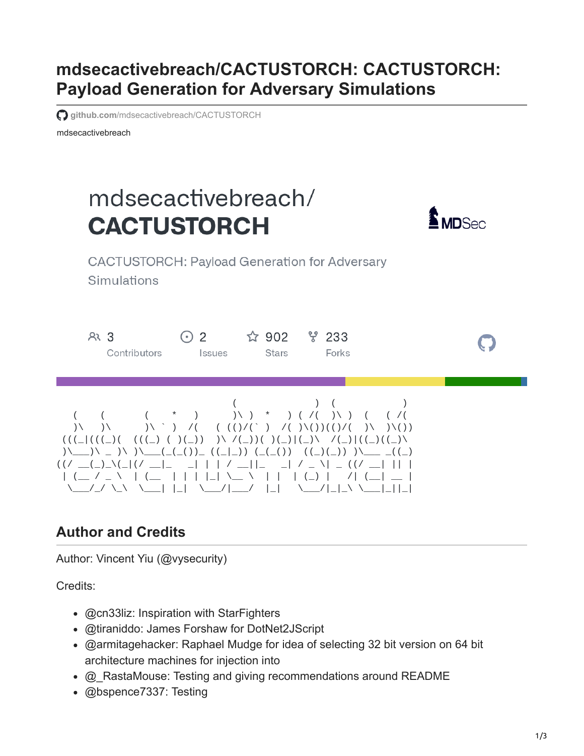# mdsecactivebreach/CACTUSTORCH: CACTUSTORCH: Payload Generation for Adversary Simulations

github.com/mdsecactivebreach/CACTUSTORCH

mdsecactivebreach

mdsecactivebreach/
**CACTUSTORCH**

CACTUSTORCH: Payload Generation for Adversary Simulations

3 Contributors   2 Issues   902 Stars   233 Forks

```
                                (               )   (             )
   (    (       (     *    )       )\ )  *    ) ( /(   )\ )  (    ( /(
   )\   )\      )\ ` )  /(   ( (()/(` )  /( )\())(()/(   )\  )\())
 (((_|(((_)(  (((_) ( )(_))  )\ /(_))( )(_)|(_)\  /(_)|((_)((_)\
 )\___)\ _ )\ )\___(_(_())_ ((_|_)) (_(_())  ((_)(_)) )\___ _((_)
((/ __(_)_\(_|(/ __|_   _| | | / __||_   _| / _ \| _ ((/ __| || |
 | (__ / _ \  | (__  | | | |_| \__ \  | |  | (_) |   /| (__| __ |
  \___/_/ \_\  \___| |_|  \___/|___/  |_|   \___/|_|_\ \___|_||_|
```

## Author and Credits

Author: Vincent Yiu (@vysecurity)

Credits:

- @cn33liz: Inspiration with StarFighters
- @tiraniddo: James Forshaw for DotNet2JScript
- @armitagehacker: Raphael Mudge for idea of selecting 32 bit version on 64 bit architecture machines for injection into
- @_RastaMouse: Testing and giving recommendations around README
- @bspence7337: Testing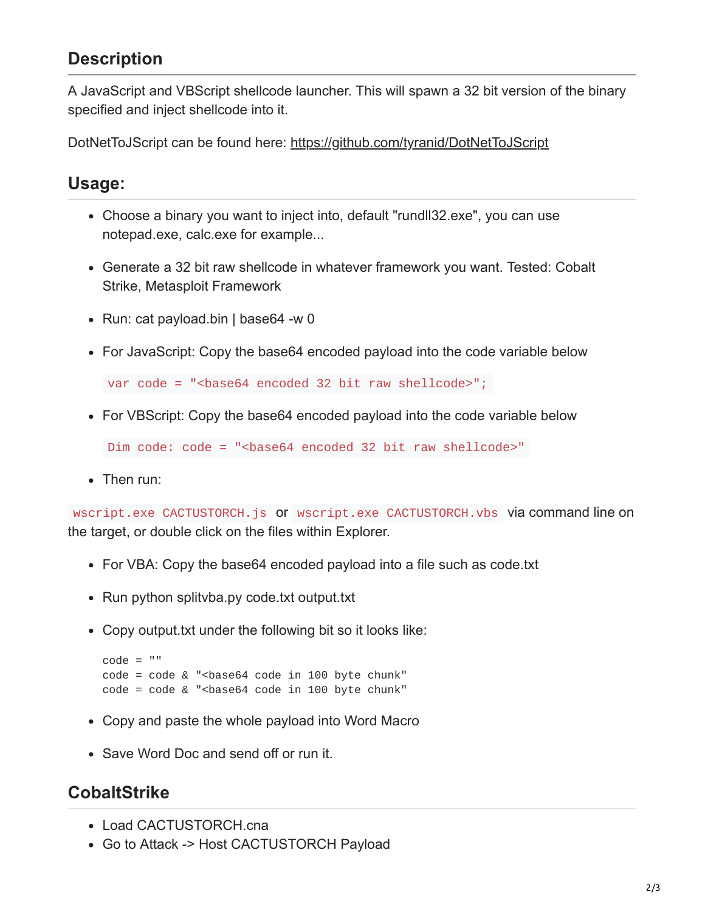## Description

A JavaScript and VBScript shellcode launcher. This will spawn a 32 bit version of the binary specified and inject shellcode into it.

DotNetToJScript can be found here: https://github.com/tyranid/DotNetToJScript

## Usage:

- Choose a binary you want to inject into, default "rundll32.exe", you can use notepad.exe, calc.exe for example...
- Generate a 32 bit raw shellcode in whatever framework you want. Tested: Cobalt Strike, Metasploit Framework
- Run: cat payload.bin | base64 -w 0
- For JavaScript: Copy the base64 encoded payload into the code variable below

  `var code = "<base64 encoded 32 bit raw shellcode>";`

- For VBScript: Copy the base64 encoded payload into the code variable below

  `Dim code: code = "<base64 encoded 32 bit raw shellcode>"`

- Then run:

`wscript.exe CACTUSTORCH.js` or `wscript.exe CACTUSTORCH.vbs` via command line on the target, or double click on the files within Explorer.

- For VBA: Copy the base64 encoded payload into a file such as code.txt
- Run python splitvba.py code.txt output.txt
- Copy output.txt under the following bit so it looks like:

  ```
  code = ""
  code = code & "<base64 code in 100 byte chunk"
  code = code & "<base64 code in 100 byte chunk"
  ```

- Copy and paste the whole payload into Word Macro
- Save Word Doc and send off or run it.

## CobaltStrike

- Load CACTUSTORCH.cna
- Go to Attack -> Host CACTUSTORCH Payload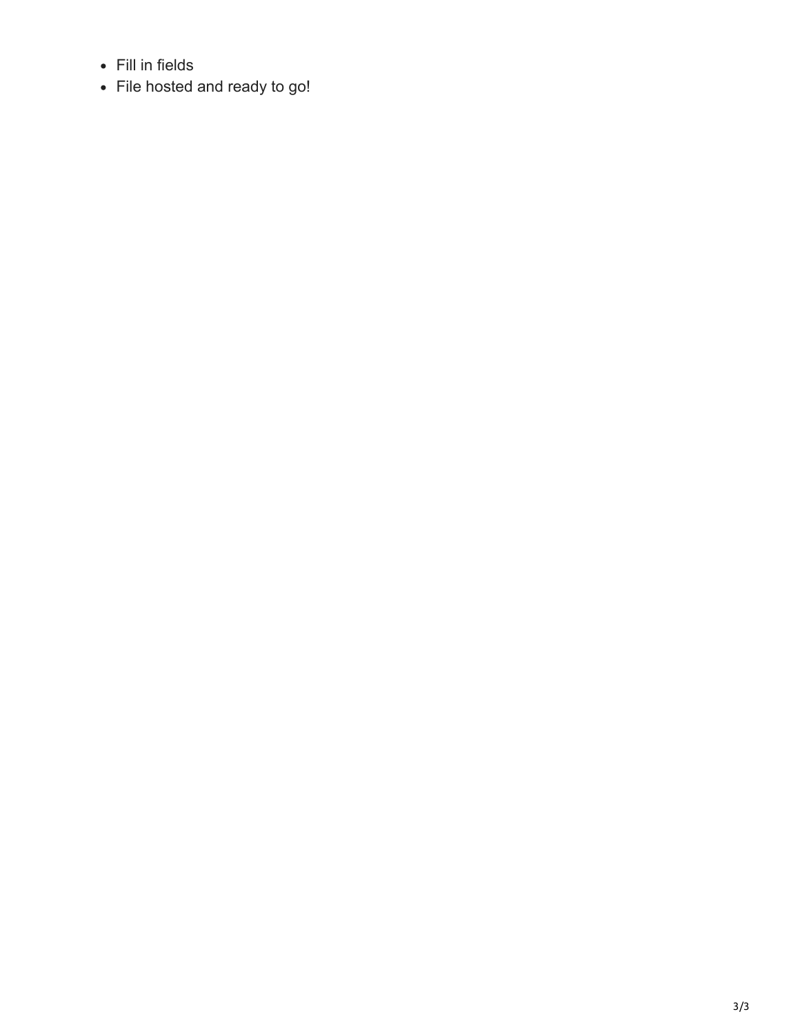- Fill in fields
- File hosted and ready to go!